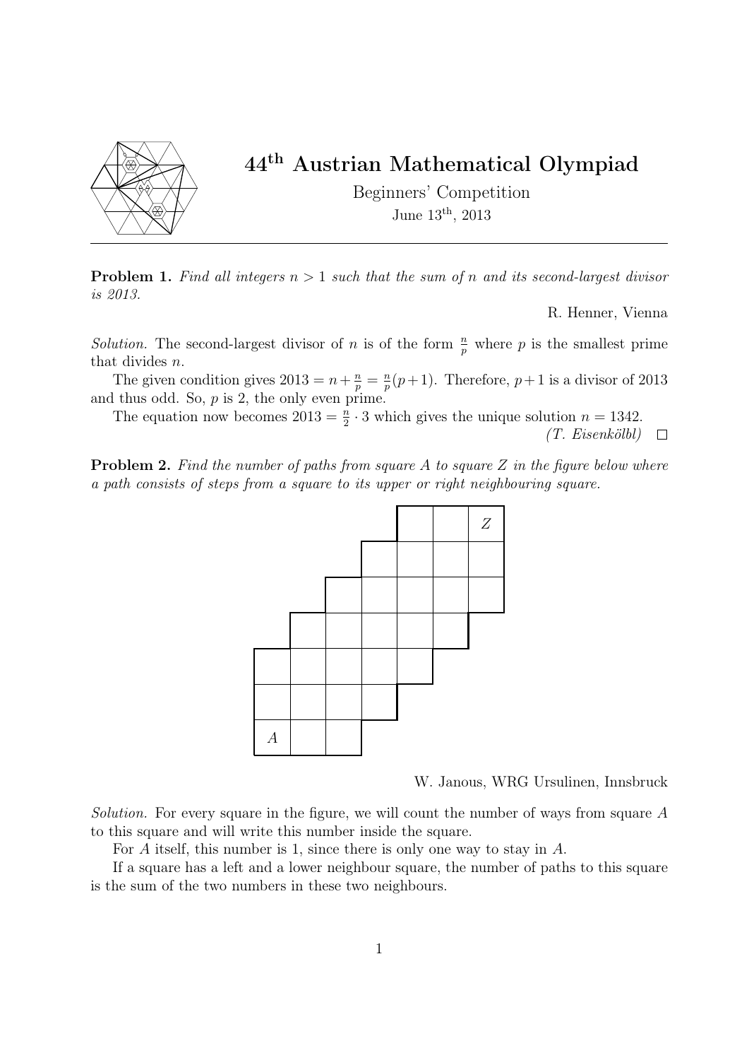# 44th Austrian Mathematical Olympiad

Beginners' Competition

June 13th, 2013

**Problem 1.** *Find all integers $n > 1$ such that the sum of $n$ and its second-largest divisor is 2013.*

R. Henner, Vienna

*Solution.* The second-largest divisor of $n$ is of the form $\frac{n}{p}$ where $p$ is the smallest prime that divides $n$.

The given condition gives $2013 = n + \frac{n}{p} = \frac{n}{p}(p+1)$. Therefore, $p+1$ is a divisor of 2013 and thus odd. So, $p$ is 2, the only even prime.

The equation now becomes $2013 = \frac{n}{2} \cdot 3$ which gives the unique solution $n = 1342$.

*(T. Eisenkölbl)* □

**Problem 2.** *Find the number of paths from square A to square Z in the figure below where a path consists of steps from a square to its upper or right neighbouring square.*

W. Janous, WRG Ursulinen, Innsbruck

*Solution.* For every square in the figure, we will count the number of ways from square $A$ to this square and will write this number inside the square.

For $A$ itself, this number is 1, since there is only one way to stay in $A$.

If a square has a left and a lower neighbour square, the number of paths to this square is the sum of the two numbers in these two neighbours.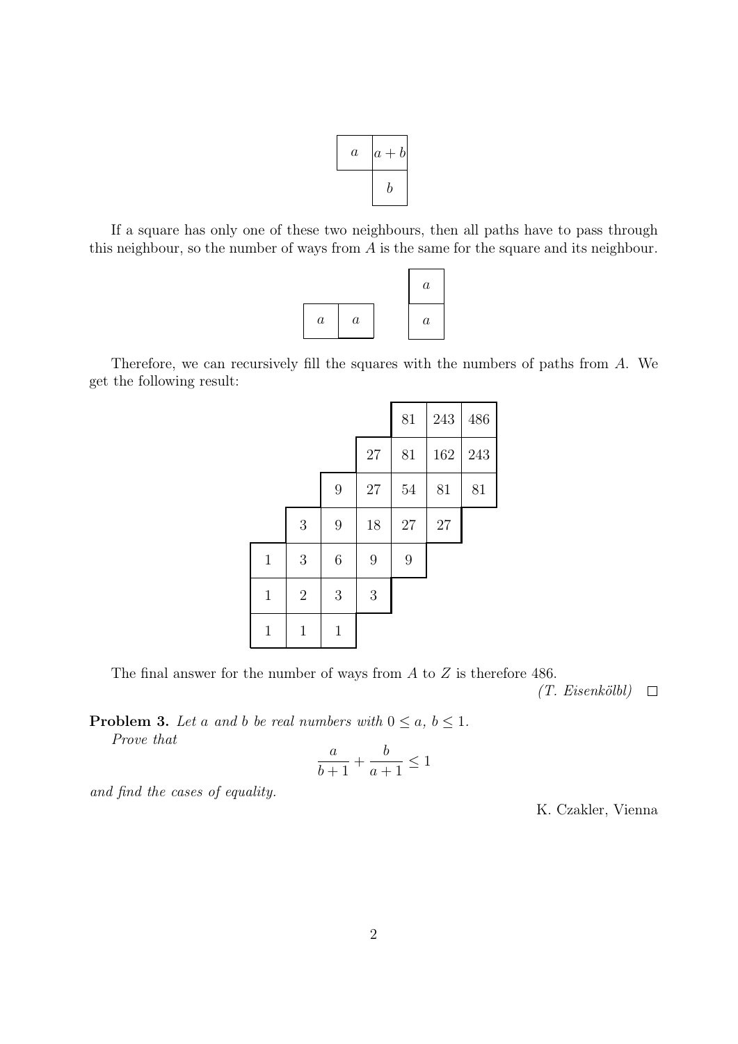| a | a+b |
|---|---|
| | b |

If a square has only one of these two neighbours, then all paths have to pass through this neighbour, so the number of ways from $A$ is the same for the square and its neighbour.

| a | a |
|---|---|

| a |
|---|
| a |

Therefore, we can recursively fill the squares with the numbers of paths from $A$. We get the following result:

| | | | | | | |
|---|---|---|---|---|---|---|
| | | | | 81 | 243 | 486 |
| | | | 27 | 81 | 162 | 243 |
| | | 9 | 27 | 54 | 81 | 81 |
| | 3 | 9 | 18 | 27 | 27 | |
| 1 | 3 | 6 | 9 | 9 | | |
| 1 | 2 | 3 | 3 | | | |
| 1 | 1 | 1 | | | | |

The final answer for the number of ways from $A$ to $Z$ is therefore 486.

*(T. Eisenkölbl)* □

**Problem 3.** *Let $a$ and $b$ be real numbers with $0 \leq a,\ b \leq 1$.*
*Prove that*

$$\frac{a}{b+1} + \frac{b}{a+1} \leq 1$$

*and find the cases of equality.*

K. Czakler, Vienna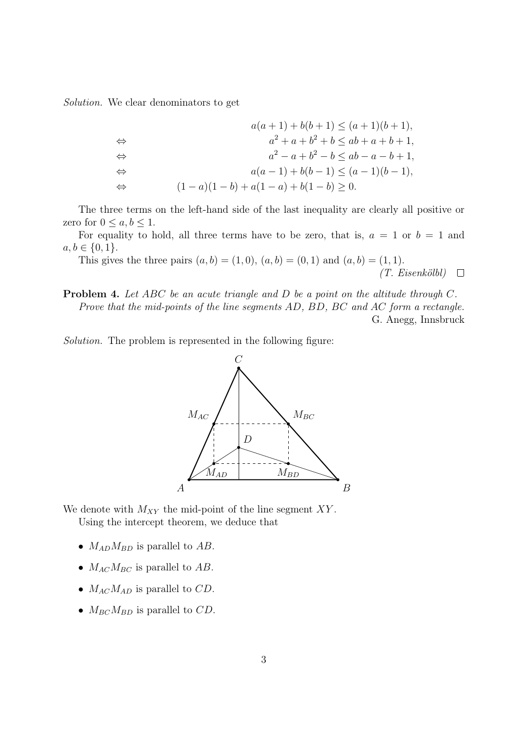*Solution.* We clear denominators to get

$$
\begin{aligned}
& & a(a+1)+b(b+1) &\le (a+1)(b+1),\\
&\Leftrightarrow & a^2+a+b^2+b &\le ab+a+b+1,\\
&\Leftrightarrow & a^2-a+b^2-b &\le ab-a-b+1,\\
&\Leftrightarrow & a(a-1)+b(b-1) &\le (a-1)(b-1),\\
&\Leftrightarrow & (1-a)(1-b)+a(1-a)+b(1-b) &\ge 0.
\end{aligned}
$$

The three terms on the left-hand side of the last inequality are clearly all positive or zero for $0 \le a, b \le 1$.

For equality to hold, all three terms have to be zero, that is, $a = 1$ or $b = 1$ and $a, b \in \{0, 1\}$.

This gives the three pairs $(a, b) = (1, 0)$, $(a, b) = (0, 1)$ and $(a, b) = (1, 1)$.

*(T. Eisenkölbl)* □

**Problem 4.** *Let $ABC$ be an acute triangle and $D$ be a point on the altitude through $C$. Prove that the mid-points of the line segments $AD$, $BD$, $BC$ and $AC$ form a rectangle.*

G. Anegg, Innsbruck

*Solution.* The problem is represented in the following figure:

We denote with $M_{XY}$ the mid-point of the line segment $XY$.

Using the intercept theorem, we deduce that

- $M_{AD}M_{BD}$ is parallel to $AB$.
- $M_{AC}M_{BC}$ is parallel to $AB$.
- $M_{AC}M_{AD}$ is parallel to $CD$.
- $M_{BC}M_{BD}$ is parallel to $CD$.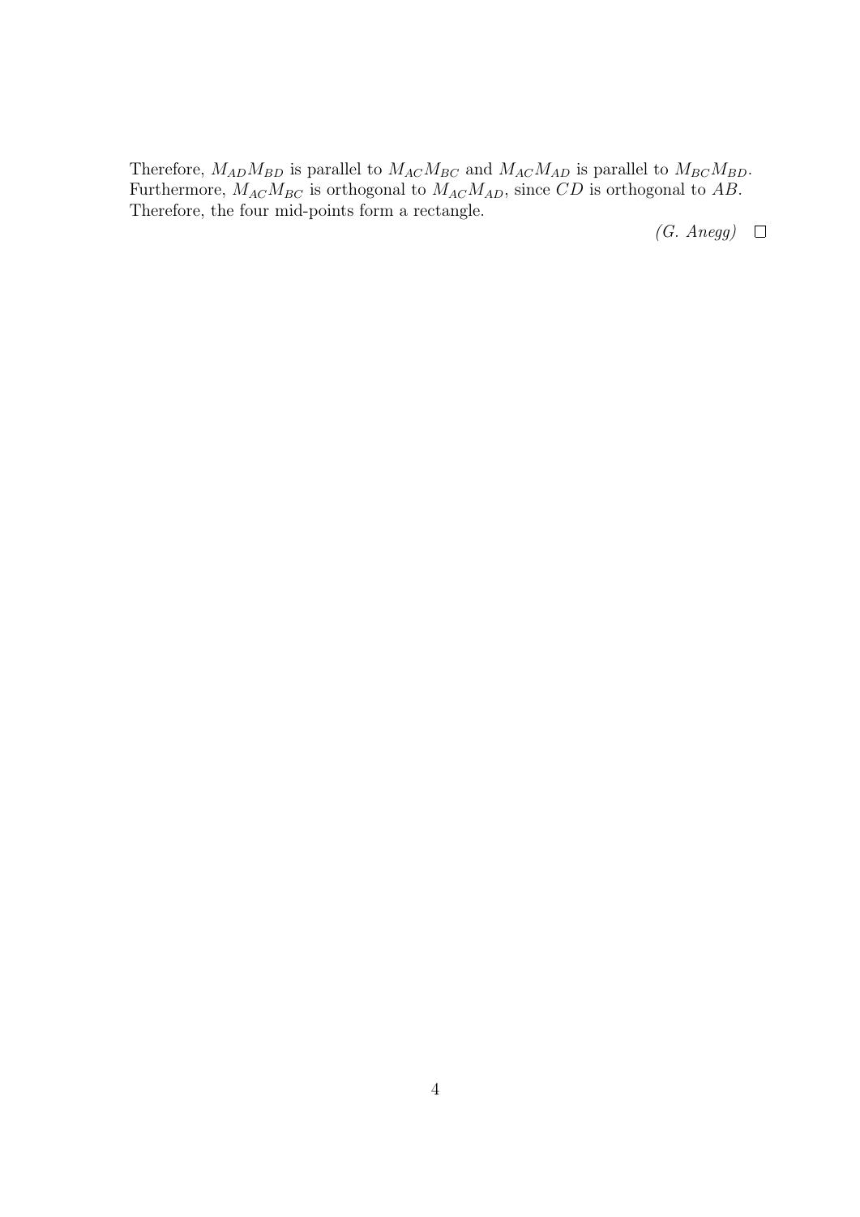Therefore, $M_{AD}M_{BD}$ is parallel to $M_{AC}M_{BC}$ and $M_{AC}M_{AD}$ is parallel to $M_{BC}M_{BD}$. Furthermore, $M_{AC}M_{BC}$ is orthogonal to $M_{AC}M_{AD}$, since $CD$ is orthogonal to $AB$. Therefore, the four mid-points form a rectangle.

*(G. Anegg)* □